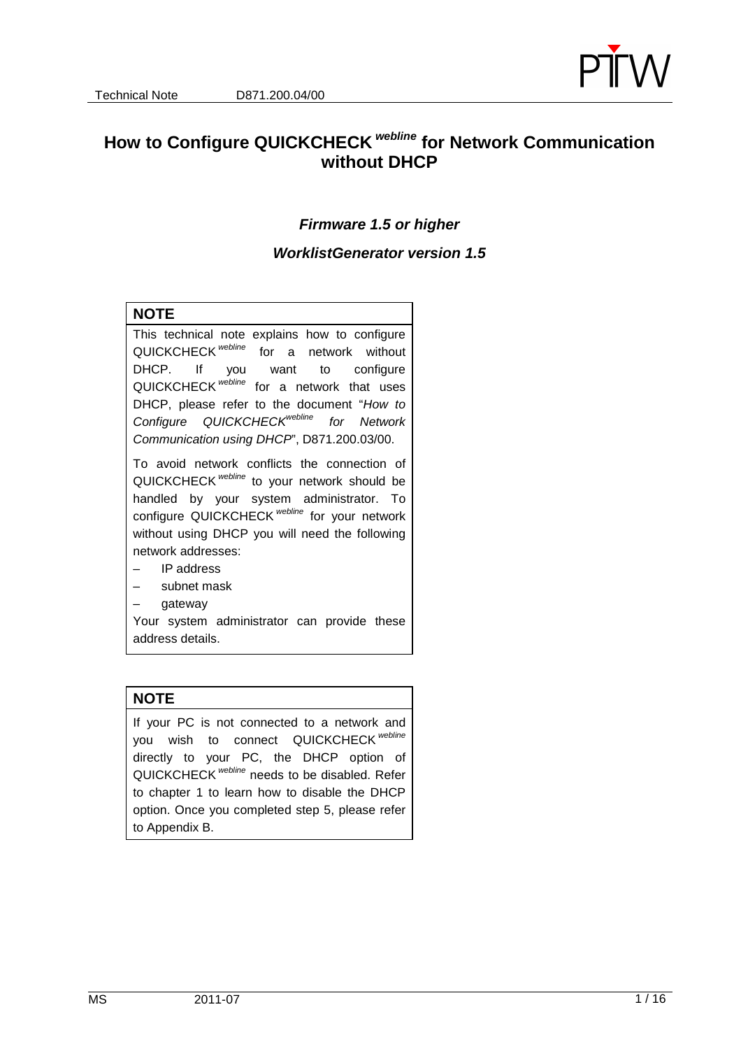# How to Configure QUICKCHECK *webline* for Network Communication without DHCP

***Firmware 1.5 or higher***

***WorklistGenerator version 1.5***

**NOTE**

This technical note explains how to configure QUICKCHECK *webline* for a network without DHCP. If you want to configure QUICKCHECK *webline* for a network that uses DHCP, please refer to the document "*How to Configure QUICKCHECK webline for Network Communication using DHCP*", D871.200.03/00.

To avoid network conflicts the connection of QUICKCHECK *webline* to your network should be handled by your system administrator. To configure QUICKCHECK *webline* for your network without using DHCP you will need the following network addresses:

– IP address
– subnet mask
– gateway

Your system administrator can provide these address details.

**NOTE**

If your PC is not connected to a network and you wish to connect QUICKCHECK *webline* directly to your PC, the DHCP option of QUICKCHECK *webline* needs to be disabled. Refer to chapter 1 to learn how to disable the DHCP option. Once you completed step 5, please refer to Appendix B.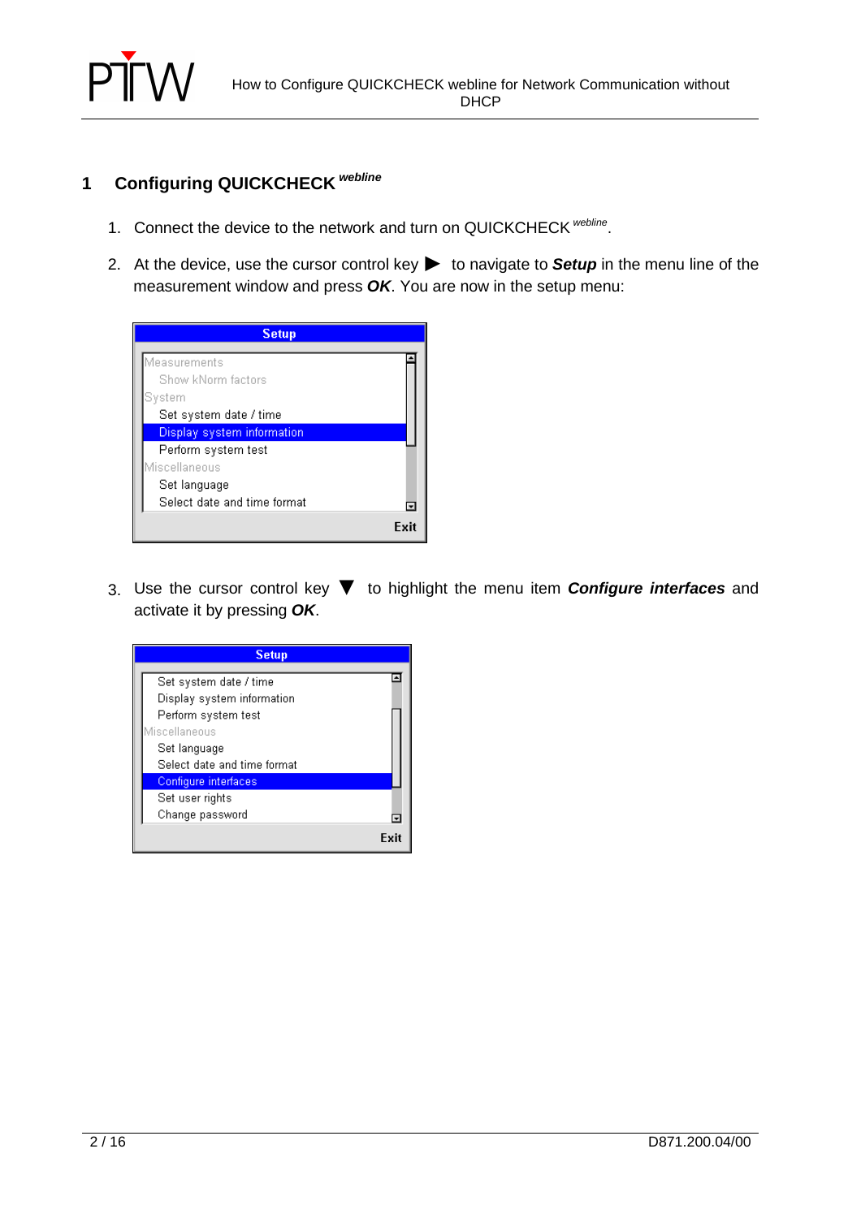# 1 Configuring QUICKCHECK *webline*

1. Connect the device to the network and turn on QUICKCHECK *webline*.

2. At the device, use the cursor control key ▶ to navigate to ***Setup*** in the menu line of the measurement window and press ***OK***. You are now in the setup menu:

   ```
   Setup
   Measurements
     Show kNorm factors
   System
     Set system date / time
     Display system information
     Perform system test
   Miscellaneous
     Set language
     Select date and time format
                                   Exit
   ```

3. Use the cursor control key ▼ to highlight the menu item ***Configure interfaces*** and activate it by pressing ***OK***.

   ```
   Setup
     Set system date / time
     Display system information
     Perform system test
   Miscellaneous
     Set language
     Select date and time format
     Configure interfaces
     Set user rights
     Change password
                                   Exit
   ```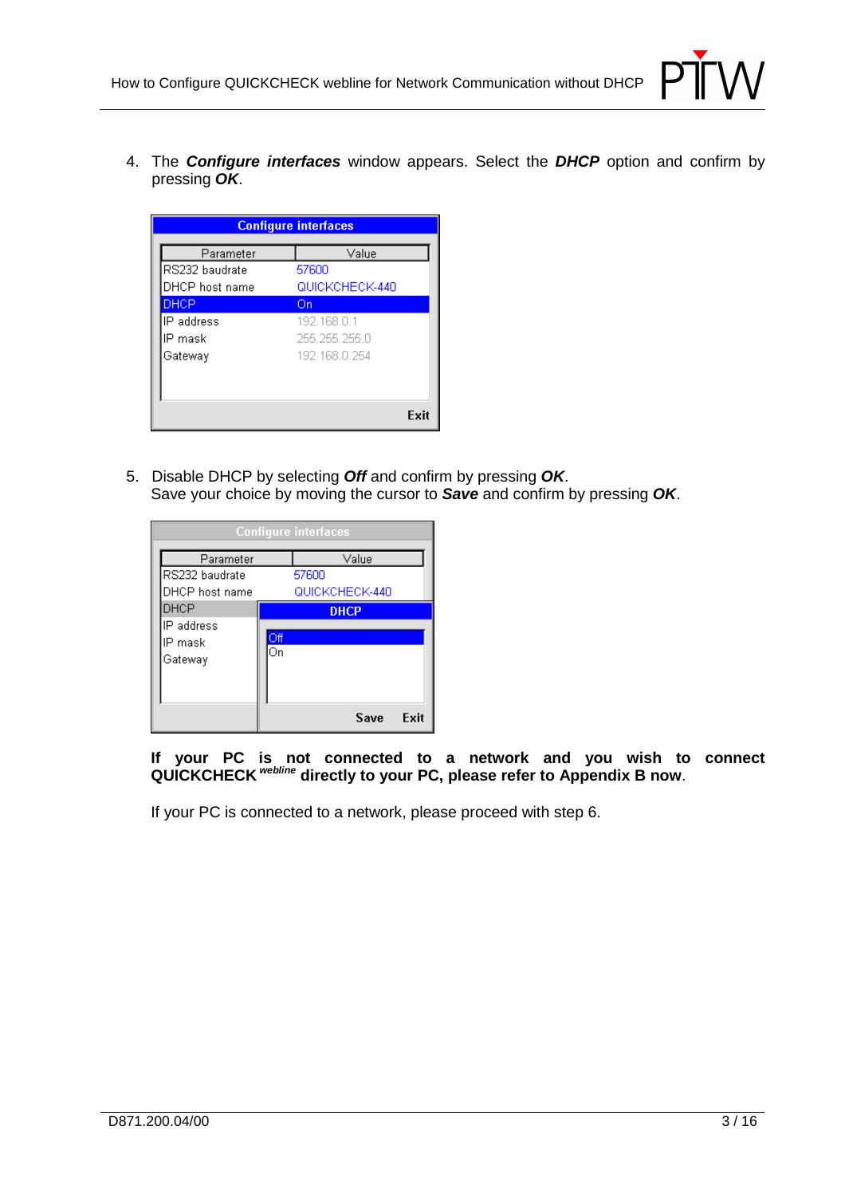4. The ***Configure interfaces*** window appears. Select the ***DHCP*** option and confirm by pressing ***OK***.

**Configure interfaces**

| Parameter | Value |
|---|---|
| RS232 baudrate | 57600 |
| DHCP host name | QUICKCHECK-440 |
| DHCP | On |
| IP address | 192.168.0.1 |
| IP mask | 255.255.255.0 |
| Gateway | 192.168.0.254 |

Exit

5. Disable DHCP by selecting ***Off*** and confirm by pressing ***OK***.
   Save your choice by moving the cursor to ***Save*** and confirm by pressing ***OK***.

**Configure interfaces**

| Parameter | Value |
|---|---|
| RS232 baudrate | 57600 |
| DHCP host name | QUICKCHECK-440 |
| DHCP | |
| IP address | |
| IP mask | |
| Gateway | |

**DHCP**

Off
On

Save Exit

**If your PC is not connected to a network and you wish to connect QUICKCHECK *webline* directly to your PC, please refer to Appendix B now**.

If your PC is connected to a network, please proceed with step 6.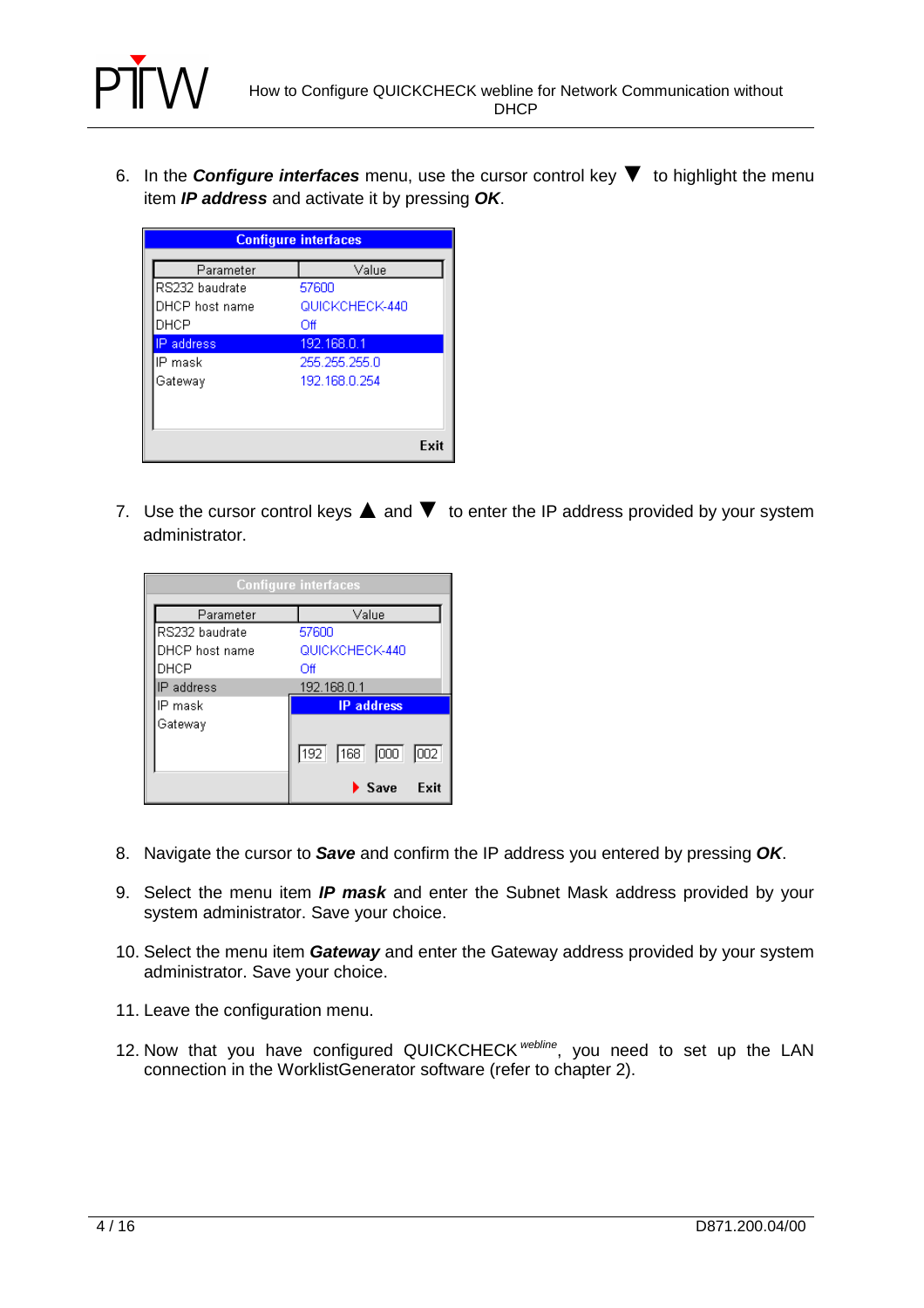6. In the ***Configure interfaces*** menu, use the cursor control key ▼ to highlight the menu item ***IP address*** and activate it by pressing ***OK***.

| Parameter | Value |
|---|---|
| RS232 baudrate | 57600 |
| DHCP host name | QUICKCHECK-440 |
| DHCP | Off |
| IP address | 192.168.0.1 |
| IP mask | 255.255.255.0 |
| Gateway | 192.168.0.254 |

7. Use the cursor control keys ▲ and ▼ to enter the IP address provided by your system administrator.

| Parameter | Value |
|---|---|
| RS232 baudrate | 57600 |
| DHCP host name | QUICKCHECK-440 |
| DHCP | Off |
| IP address | 192.168.0.1 |
| IP mask | |
| Gateway | |

IP address: 192 168 000 002 — Save — Exit

8. Navigate the cursor to ***Save*** and confirm the IP address you entered by pressing ***OK***.

9. Select the menu item ***IP mask*** and enter the Subnet Mask address provided by your system administrator. Save your choice.

10. Select the menu item ***Gateway*** and enter the Gateway address provided by your system administrator. Save your choice.

11. Leave the configuration menu.

12. Now that you have configured QUICKCHECK *webline*, you need to set up the LAN connection in the WorklistGenerator software (refer to chapter 2).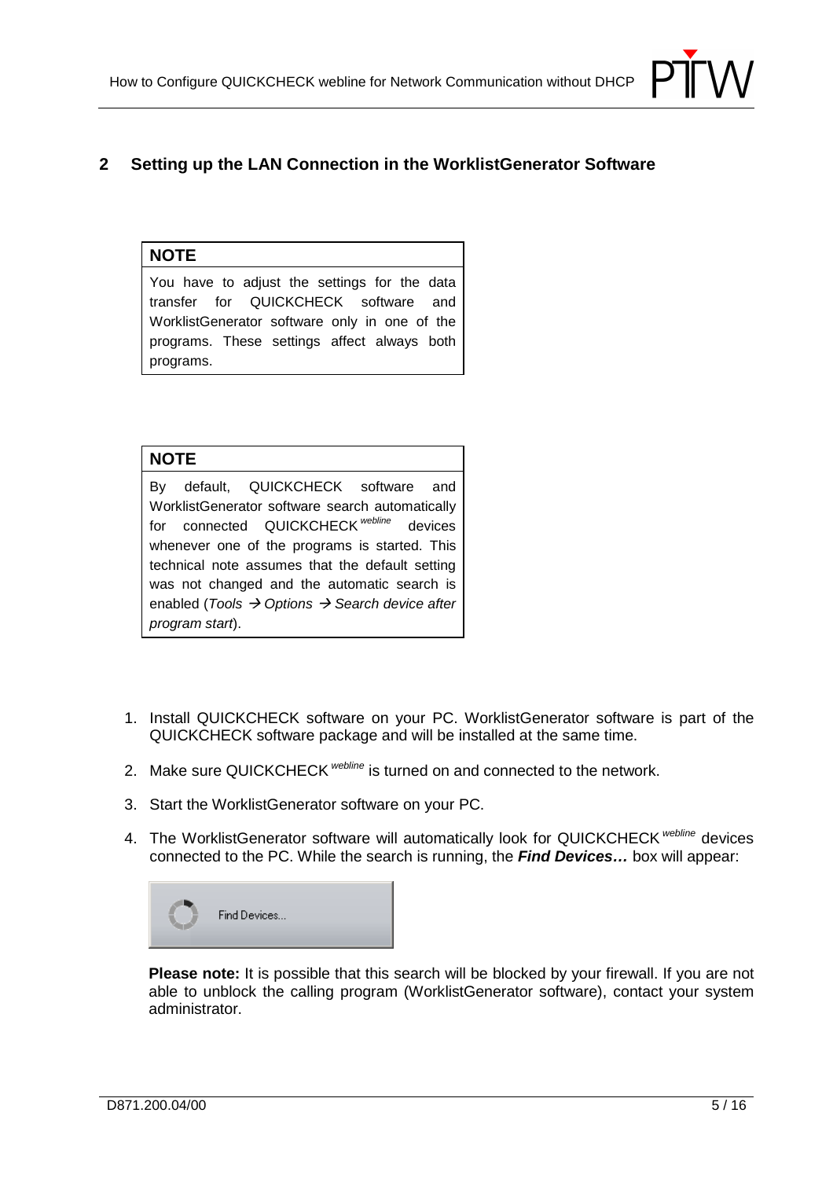## 2 Setting up the LAN Connection in the WorklistGenerator Software

**NOTE**

You have to adjust the settings for the data transfer for QUICKCHECK software and WorklistGenerator software only in one of the programs. These settings affect always both programs.

**NOTE**

By default, QUICKCHECK software and WorklistGenerator software search automatically for connected QUICKCHECK *webline* devices whenever one of the programs is started. This technical note assumes that the default setting was not changed and the automatic search is enabled (*Tools → Options → Search device after program start*).

1. Install QUICKCHECK software on your PC. WorklistGenerator software is part of the QUICKCHECK software package and will be installed at the same time.
2. Make sure QUICKCHECK *webline* is turned on and connected to the network.
3. Start the WorklistGenerator software on your PC.
4. The WorklistGenerator software will automatically look for QUICKCHECK *webline* devices connected to the PC. While the search is running, the ***Find Devices…*** box will appear:

   Find Devices...

   **Please note:** It is possible that this search will be blocked by your firewall. If you are not able to unblock the calling program (WorklistGenerator software), contact your system administrator.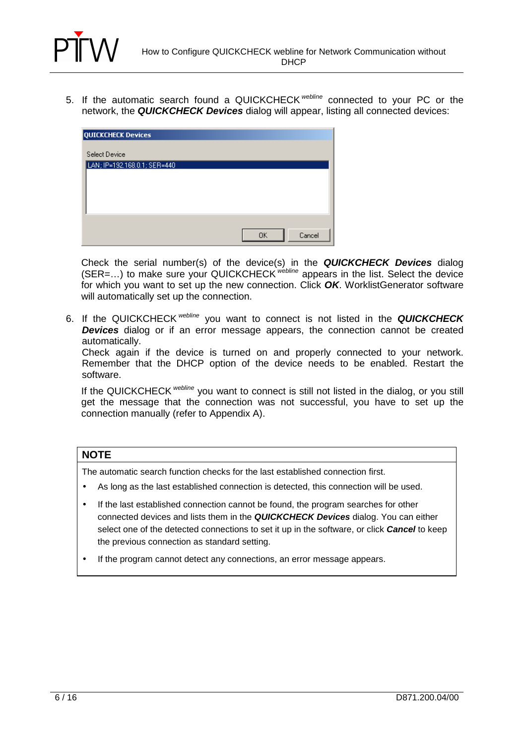5. If the automatic search found a QUICKCHECK *webline* connected to your PC or the network, the ***QUICKCHECK Devices*** dialog will appear, listing all connected devices:

   Check the serial number(s) of the device(s) in the ***QUICKCHECK Devices*** dialog (SER=…) to make sure your QUICKCHECK *webline* appears in the list. Select the device for which you want to set up the new connection. Click ***OK***. WorklistGenerator software will automatically set up the connection.

6. If the QUICKCHECK *webline* you want to connect is not listed in the ***QUICKCHECK Devices*** dialog or if an error message appears, the connection cannot be created automatically.
   Check again if the device is turned on and properly connected to your network. Remember that the DHCP option of the device needs to be enabled. Restart the software.

   If the QUICKCHECK *webline* you want to connect is still not listed in the dialog, or you still get the message that the connection was not successful, you have to set up the connection manually (refer to Appendix A).

**NOTE**

The automatic search function checks for the last established connection first.

- As long as the last established connection is detected, this connection will be used.
- If the last established connection cannot be found, the program searches for other connected devices and lists them in the ***QUICKCHECK Devices*** dialog. You can either select one of the detected connections to set it up in the software, or click ***Cancel*** to keep the previous connection as standard setting.
- If the program cannot detect any connections, an error message appears.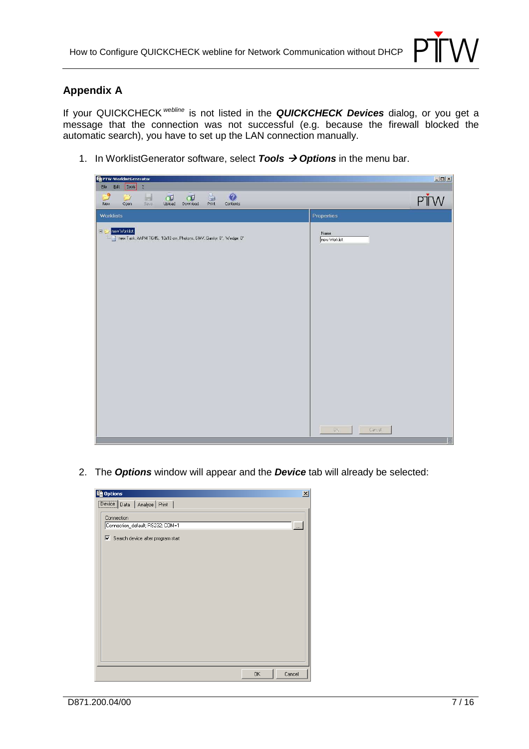## Appendix A

If your QUICKCHECK *webline* is not listed in the ***QUICKCHECK Devices*** dialog, or you get a message that the connection was not successful (e.g. because the firewall blocked the automatic search), you have to set up the LAN connection manually.

1. In WorklistGenerator software, select ***Tools → Options*** in the menu bar.

2. The ***Options*** window will appear and the ***Device*** tab will already be selected: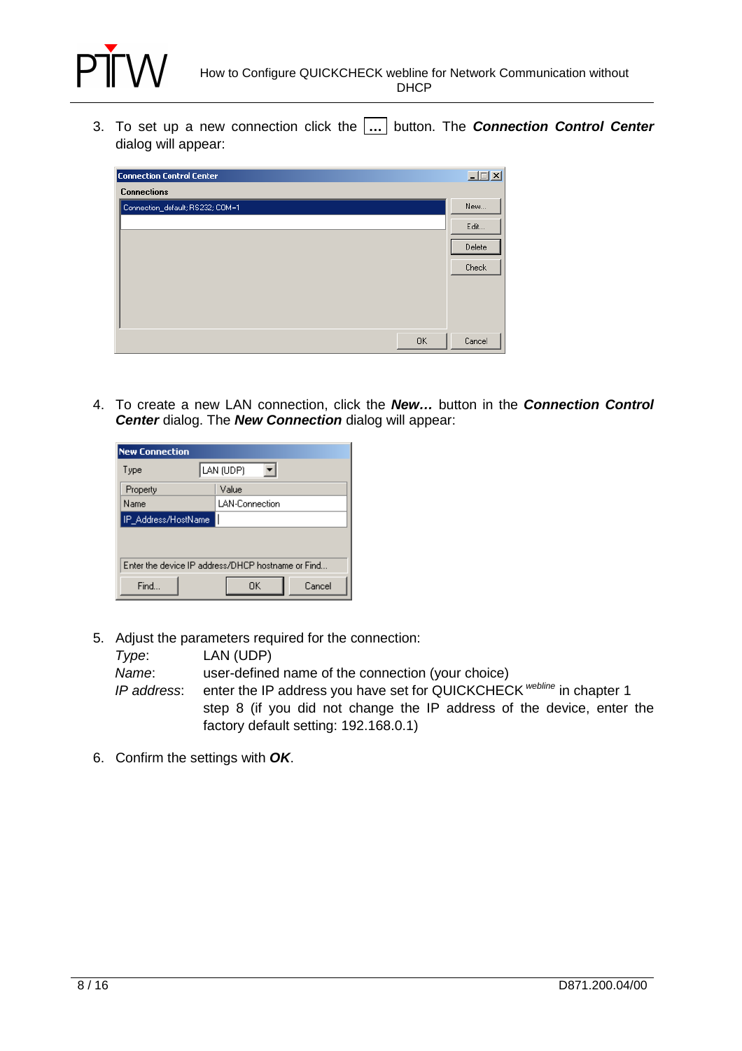3. To set up a new connection click the **...** button. The ***Connection Control Center*** dialog will appear:

4. To create a new LAN connection, click the ***New…*** button in the ***Connection Control Center*** dialog. The ***New Connection*** dialog will appear:

5. Adjust the parameters required for the connection:

   *Type*: LAN (UDP)

   *Name*: user-defined name of the connection (your choice)

   *IP address*: enter the IP address you have set for QUICKCHECK *webline* in chapter 1 step 8 (if you did not change the IP address of the device, enter the factory default setting: 192.168.0.1)

6. Confirm the settings with ***OK***.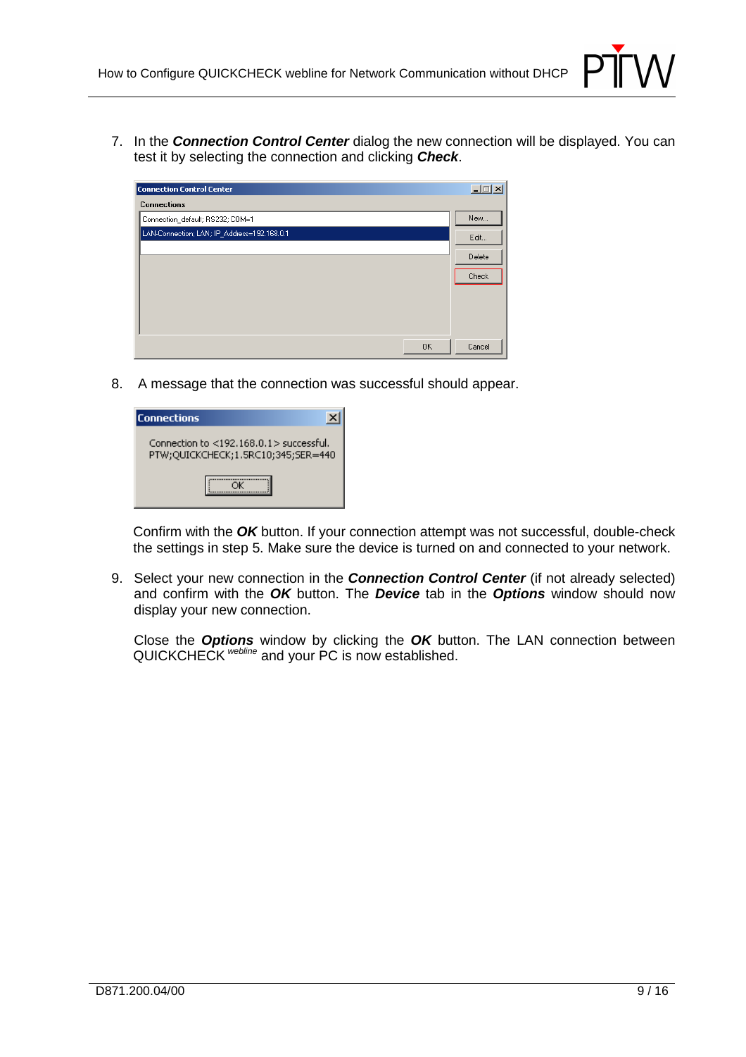7. In the ***Connection Control Center*** dialog the new connection will be displayed. You can test it by selecting the connection and clicking ***Check***.

8. A message that the connection was successful should appear.

   Confirm with the ***OK*** button. If your connection attempt was not successful, double-check the settings in step 5. Make sure the device is turned on and connected to your network.

9. Select your new connection in the ***Connection Control Center*** (if not already selected) and confirm with the ***OK*** button. The ***Device*** tab in the ***Options*** window should now display your new connection.

   Close the ***Options*** window by clicking the ***OK*** button. The LAN connection between QUICKCHECK *webline* and your PC is now established.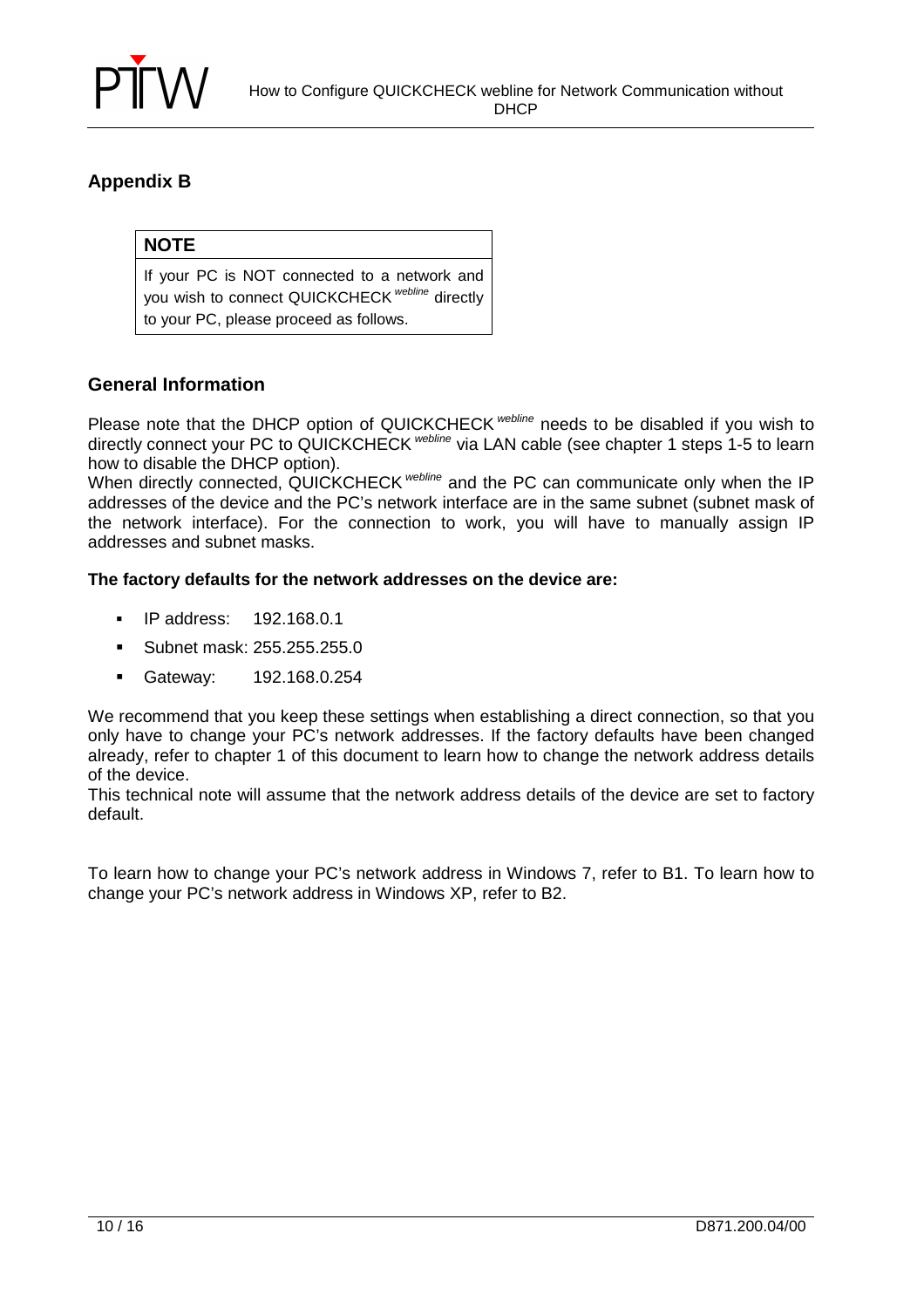## Appendix B

| NOTE |
|---|
| If your PC is NOT connected to a network and you wish to connect QUICKCHECK *webline* directly to your PC, please proceed as follows. |

### General Information

Please note that the DHCP option of QUICKCHECK *webline* needs to be disabled if you wish to directly connect your PC to QUICKCHECK *webline* via LAN cable (see chapter 1 steps 1-5 to learn how to disable the DHCP option).

When directly connected, QUICKCHECK *webline* and the PC can communicate only when the IP addresses of the device and the PC's network interface are in the same subnet (subnet mask of the network interface). For the connection to work, you will have to manually assign IP addresses and subnet masks.

**The factory defaults for the network addresses on the device are:**

- IP address: 192.168.0.1
- Subnet mask: 255.255.255.0
- Gateway: 192.168.0.254

We recommend that you keep these settings when establishing a direct connection, so that you only have to change your PC's network addresses. If the factory defaults have been changed already, refer to chapter 1 of this document to learn how to change the network address details of the device.

This technical note will assume that the network address details of the device are set to factory default.

To learn how to change your PC's network address in Windows 7, refer to B1. To learn how to change your PC's network address in Windows XP, refer to B2.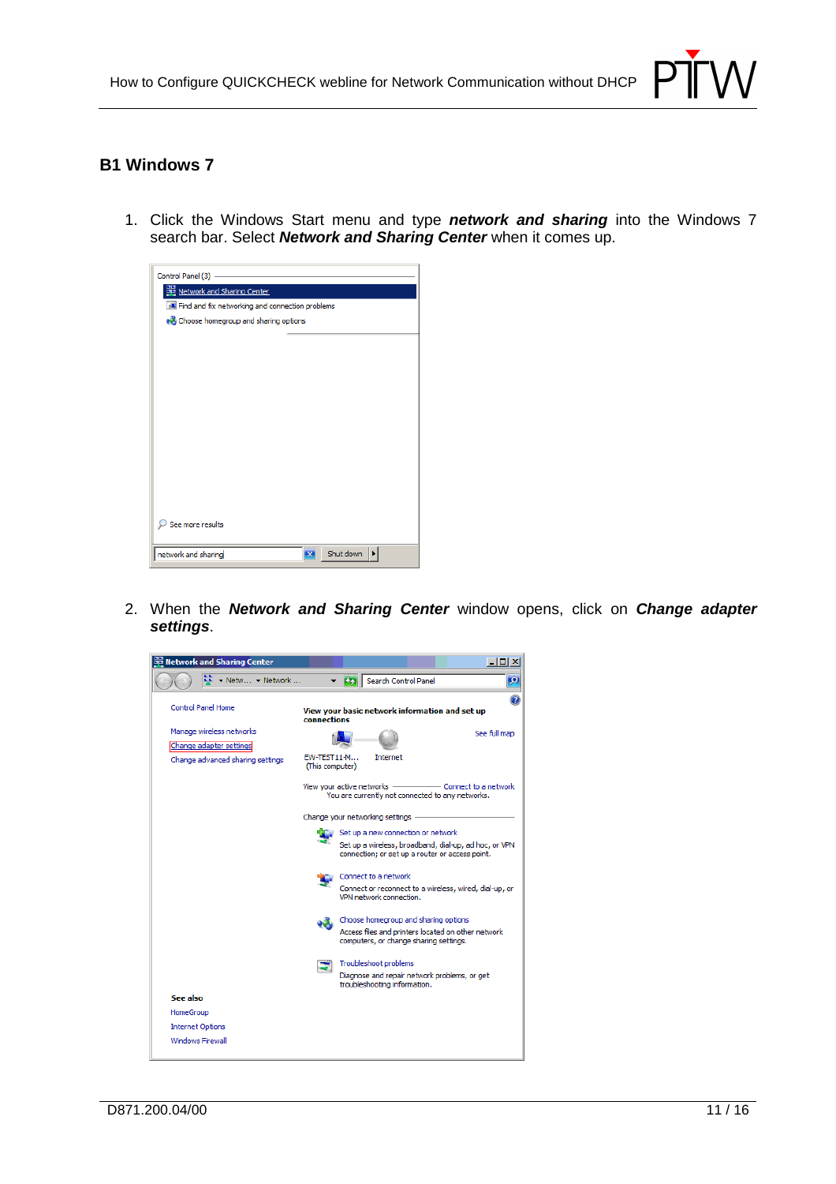## B1 Windows 7

1. Click the Windows Start menu and type ***network and sharing*** into the Windows 7 search bar. Select ***Network and Sharing Center*** when it comes up.

2. When the ***Network and Sharing Center*** window opens, click on ***Change adapter settings***.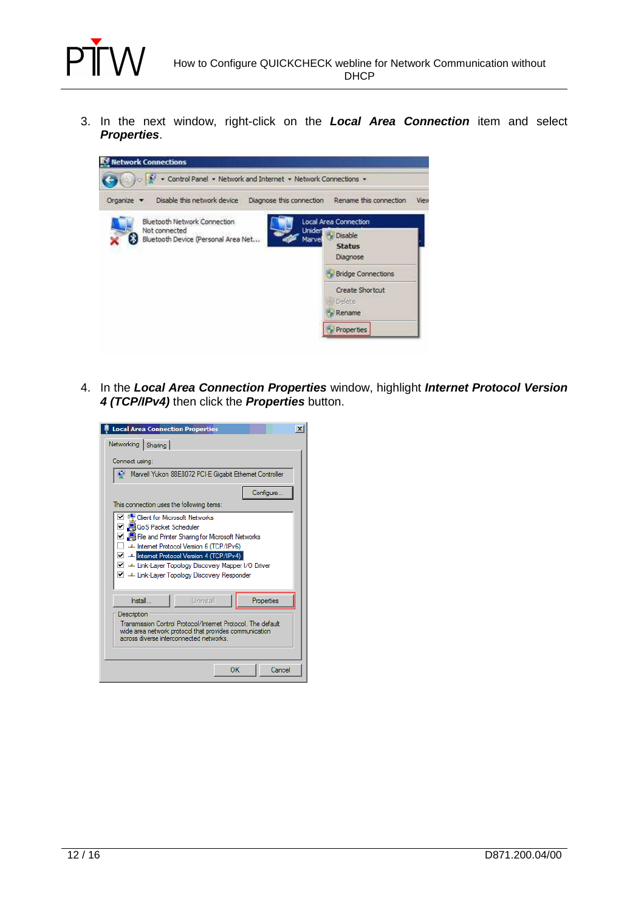3. In the next window, right-click on the ***Local Area Connection*** item and select ***Properties***.

4. In the ***Local Area Connection Properties*** window, highlight ***Internet Protocol Version 4 (TCP/IPv4)*** then click the ***Properties*** button.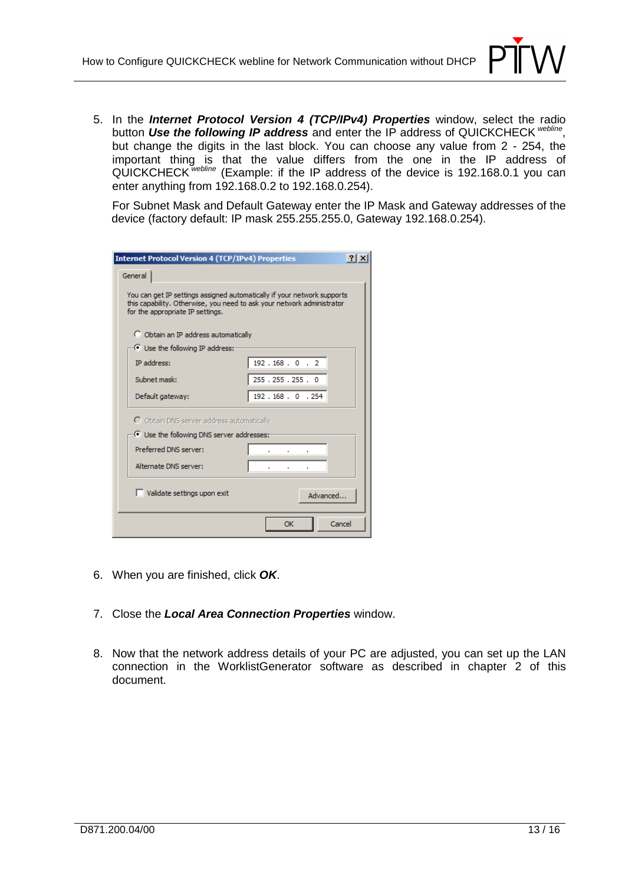5. In the ***Internet Protocol Version 4 (TCP/IPv4) Properties*** window, select the radio button ***Use the following IP address*** and enter the IP address of QUICKCHECK *webline*, but change the digits in the last block. You can choose any value from 2 - 254, the important thing is that the value differs from the one in the IP address of QUICKCHECK *webline* (Example: if the IP address of the device is 192.168.0.1 you can enter anything from 192.168.0.2 to 192.168.0.254).

   For Subnet Mask and Default Gateway enter the IP Mask and Gateway addresses of the device (factory default: IP mask 255.255.255.0, Gateway 192.168.0.254).

6. When you are finished, click ***OK***.

7. Close the ***Local Area Connection Properties*** window.

8. Now that the network address details of your PC are adjusted, you can set up the LAN connection in the WorklistGenerator software as described in chapter 2 of this document.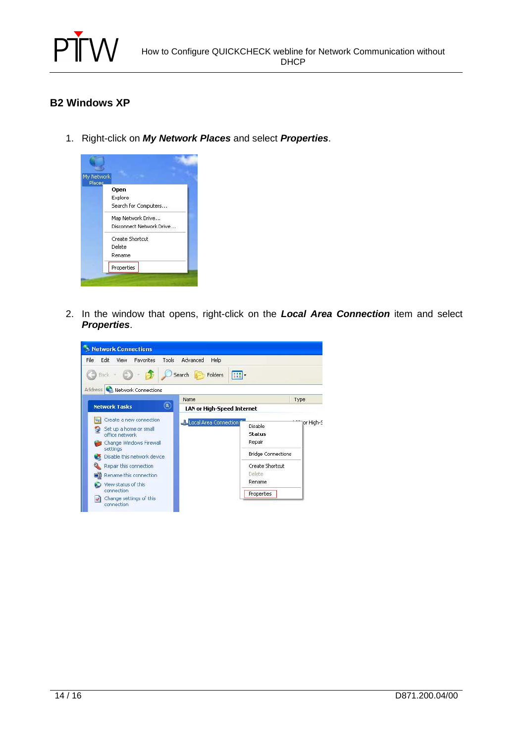## B2 Windows XP

1. Right-click on ***My Network Places*** and select ***Properties***.

2. In the window that opens, right-click on the ***Local Area Connection*** item and select ***Properties***.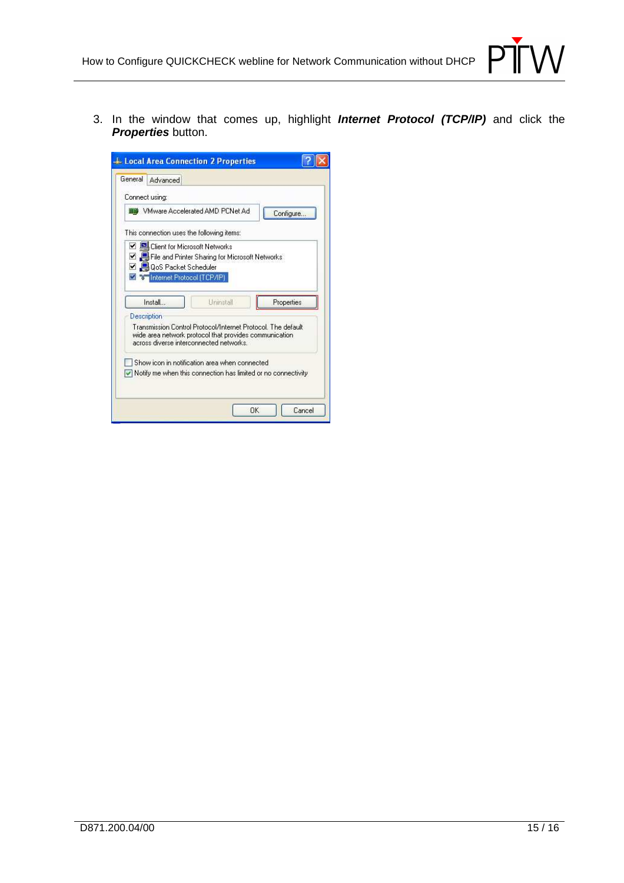3. In the window that comes up, highlight ***Internet Protocol (TCP/IP)*** and click the ***Properties*** button.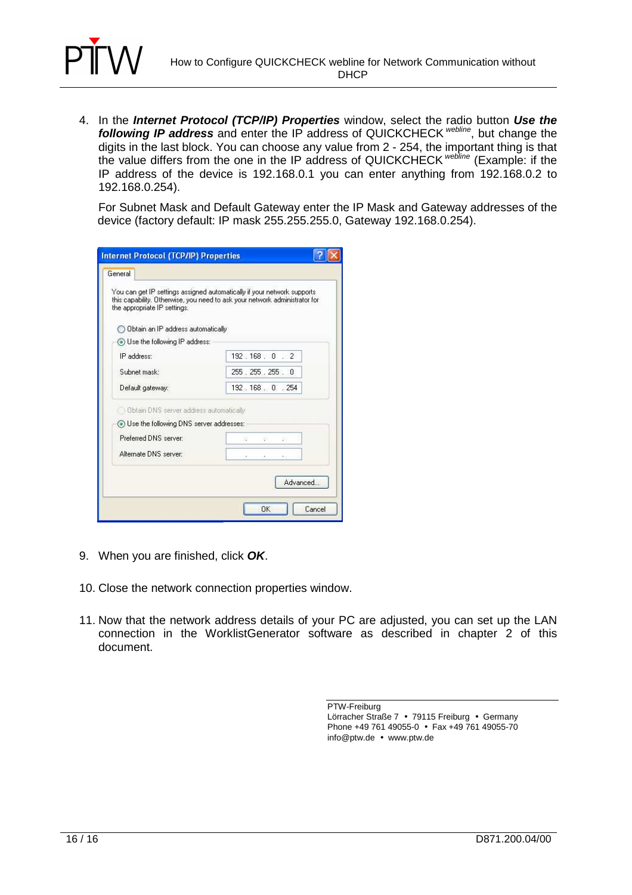4. In the ***Internet Protocol (TCP/IP) Properties*** window, select the radio button ***Use the following IP address*** and enter the IP address of QUICKCHECK *webline*, but change the digits in the last block. You can choose any value from 2 - 254, the important thing is that the value differs from the one in the IP address of QUICKCHECK *webline* (Example: if the IP address of the device is 192.168.0.1 you can enter anything from 192.168.0.2 to 192.168.0.254).

   For Subnet Mask and Default Gateway enter the IP Mask and Gateway addresses of the device (factory default: IP mask 255.255.255.0, Gateway 192.168.0.254).

9. When you are finished, click ***OK***.

10. Close the network connection properties window.

11. Now that the network address details of your PC are adjusted, you can set up the LAN connection in the WorklistGenerator software as described in chapter 2 of this document.

PTW-Freiburg
Lörracher Straße 7 • 79115 Freiburg • Germany
Phone +49 761 49055-0 • Fax +49 761 49055-70
info@ptw.de • www.ptw.de